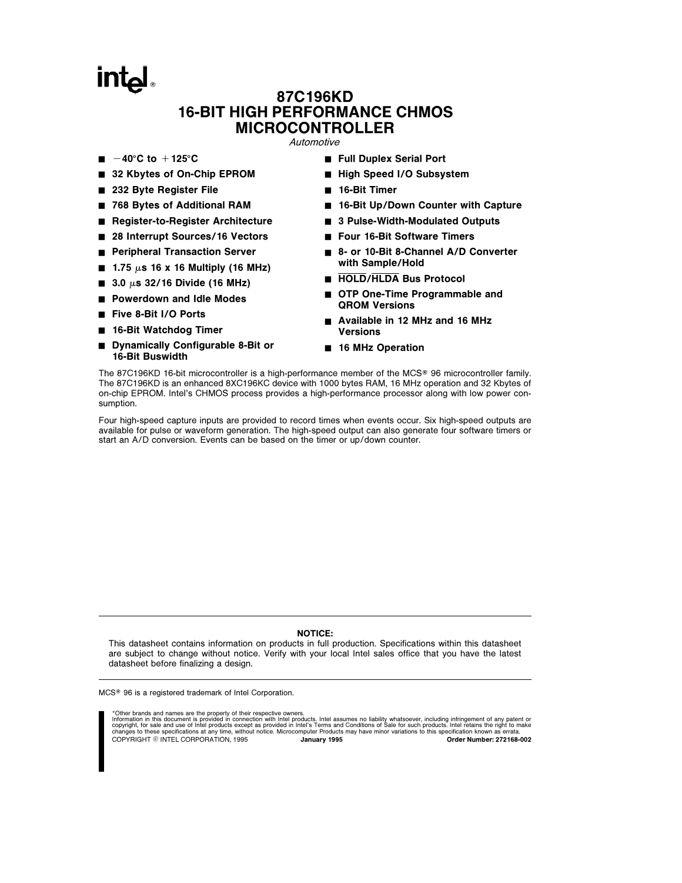# 87C196KD 16-BIT HIGH PERFORMANCE CHMOS MICROCONTROLLER

*Automotive*

- $-40°C$ to $+125°C$
- 32 Kbytes of On-Chip EPROM
- 232 Byte Register File
- 768 Bytes of Additional RAM
- Register-to-Register Architecture
- 28 Interrupt Sources/16 Vectors
- Peripheral Transaction Server
- 1.75 µs 16 x 16 Multiply (16 MHz)
- 3.0 µs 32/16 Divide (16 MHz)
- Powerdown and Idle Modes
- Five 8-Bit I/O Ports
- 16-Bit Watchdog Timer
- Dynamically Configurable 8-Bit or 16-Bit Buswidth
- Full Duplex Serial Port
- High Speed I/O Subsystem
- 16-Bit Timer
- 16-Bit Up/Down Counter with Capture
- 3 Pulse-Width-Modulated Outputs
- Four 16-Bit Software Timers
- 8- or 10-Bit 8-Channel A/D Converter with Sample/Hold
- $\overline{\text{HOLD}}$/$\overline{\text{HLDA}}$ Bus Protocol
- OTP One-Time Programmable and QROM Versions
- Available in 12 MHz and 16 MHz Versions
- 16 MHz Operation

The 87C196KD 16-bit microcontroller is a high-performance member of the MCS® 96 microcontroller family. The 87C196KD is an enhanced 8XC196KC device with 1000 bytes RAM, 16 MHz operation and 32 Kbytes of on-chip EPROM. Intel's CHMOS process provides a high-performance processor along with low power consumption.

Four high-speed capture inputs are provided to record times when events occur. Six high-speed outputs are available for pulse or waveform generation. The high-speed output can also generate four software timers or start an A/D conversion. Events can be based on the timer or up/down counter.

---

**NOTICE:**
This datasheet contains information on products in full production. Specifications within this datasheet are subject to change without notice. Verify with your local Intel sales office that you have the latest datasheet before finalizing a design.

---

MCS® 96 is a registered trademark of Intel Corporation.

*Other brands and names are the property of their respective owners.
Information in this document is provided in connection with Intel products. Intel assumes no liability whatsoever, including infringement of any patent or copyright, for sale and use of Intel products except as provided in Intel's Terms and Conditions of Sale for such products. Intel retains the right to make changes to these specifications at any time, without notice. Microcomputer Products may have minor variations to this specification known as errata.
COPYRIGHT © INTEL CORPORATION, 1995 **January 1995** **Order Number: 272168-002**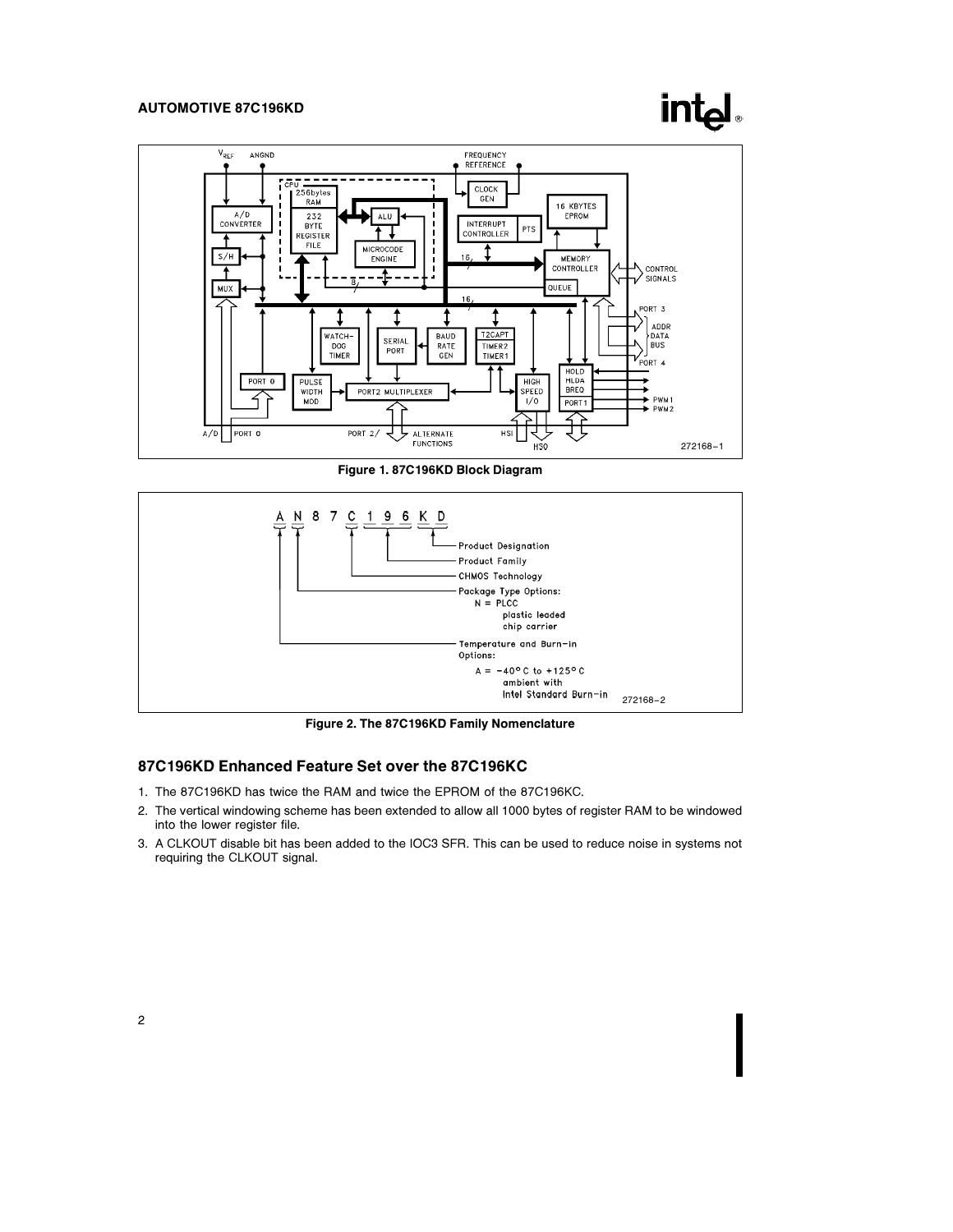Figure 1. 87C196KD Block Diagram

Figure 2. The 87C196KD Family Nomenclature

## 87C196KD Enhanced Feature Set over the 87C196KC

1. The 87C196KD has twice the RAM and twice the EPROM of the 87C196KC.
2. The vertical windowing scheme has been extended to allow all 1000 bytes of register RAM to be windowed into the lower register file.
3. A CLKOUT disable bit has been added to the IOC3 SFR. This can be used to reduce noise in systems not requiring the CLKOUT signal.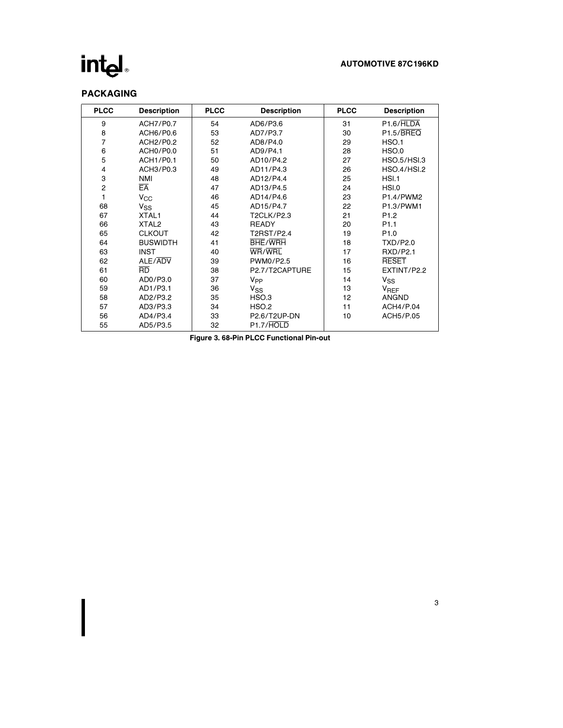## PACKAGING

| PLCC | Description | PLCC | Description | PLCC | Description |
|---|---|---|---|---|---|
| 9 | ACH7/P0.7 | 54 | AD6/P3.6 | 31 | P1.6/$\overline{\text{HLDA}}$ |
| 8 | ACH6/P0.6 | 53 | AD7/P3.7 | 30 | P1.5/$\overline{\text{BREQ}}$ |
| 7 | ACH2/P0.2 | 52 | AD8/P4.0 | 29 | HSO.1 |
| 6 | ACH0/P0.0 | 51 | AD9/P4.1 | 28 | HSO.0 |
| 5 | ACH1/P0.1 | 50 | AD10/P4.2 | 27 | HSO.5/HSI.3 |
| 4 | ACH3/P0.3 | 49 | AD11/P4.3 | 26 | HSO.4/HSI.2 |
| 3 | NMI | 48 | AD12/P4.4 | 25 | HSI.1 |
| 2 | $\overline{\text{EA}}$ | 47 | AD13/P4.5 | 24 | HSI.0 |
| 1 | $V_{CC}$ | 46 | AD14/P4.6 | 23 | P1.4/PWM2 |
| 68 | $V_{SS}$ | 45 | AD15/P4.7 | 22 | P1.3/PWM1 |
| 67 | XTAL1 | 44 | T2CLK/P2.3 | 21 | P1.2 |
| 66 | XTAL2 | 43 | READY | 20 | P1.1 |
| 65 | CLKOUT | 42 | T2RST/P2.4 | 19 | P1.0 |
| 64 | BUSWIDTH | 41 | $\overline{\text{BHE}}$/$\overline{\text{WRH}}$ | 18 | TXD/P2.0 |
| 63 | INST | 40 | $\overline{\text{WR}}$/$\overline{\text{WRL}}$ | 17 | RXD/P2.1 |
| 62 | ALE/$\overline{\text{ADV}}$ | 39 | PWM0/P2.5 | 16 | $\overline{\text{RESET}}$ |
| 61 | $\overline{\text{RD}}$ | 38 | P2.7/T2CAPTURE | 15 | EXTINT/P2.2 |
| 60 | AD0/P3.0 | 37 | $V_{PP}$ | 14 | $V_{SS}$ |
| 59 | AD1/P3.1 | 36 | $V_{SS}$ | 13 | $V_{REF}$ |
| 58 | AD2/P3.2 | 35 | HSO.3 | 12 | ANGND |
| 57 | AD3/P3.3 | 34 | HSO.2 | 11 | ACH4/P.04 |
| 56 | AD4/P3.4 | 33 | P2.6/T2UP-DN | 10 | ACH5/P.05 |
| 55 | AD5/P3.5 | 32 | P1.7/$\overline{\text{HOLD}}$ | | |

**Figure 3. 68-Pin PLCC Functional Pin-out**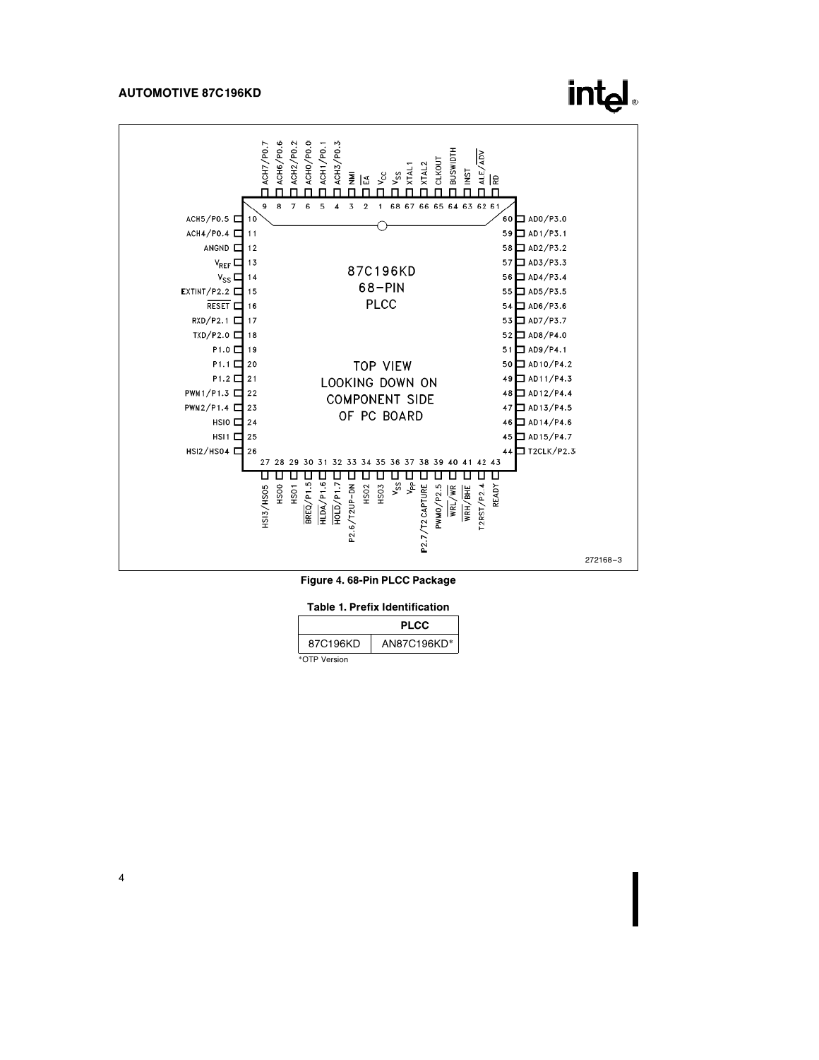Figure 4. 68-Pin PLCC Package

**Table 1. Prefix Identification**

| | PLCC |
|---|---|
| 87C196KD | AN87C196KD* |

*OTP Version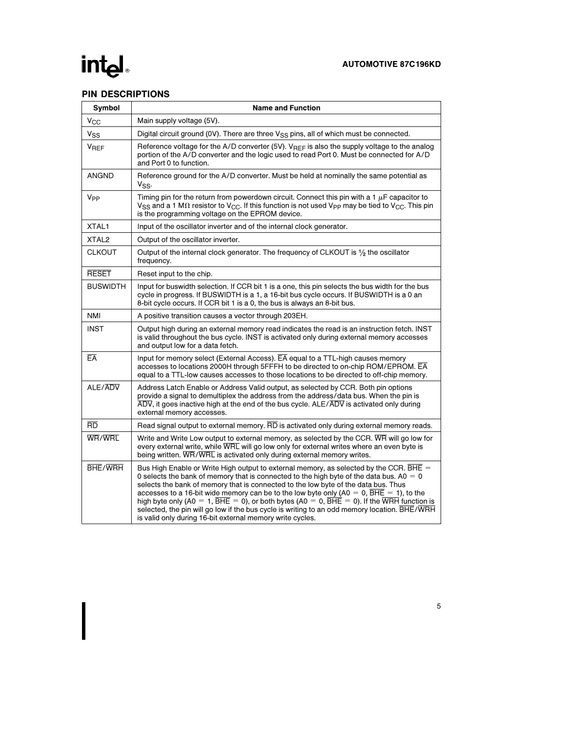## PIN DESCRIPTIONS

| Symbol | Name and Function |
|---|---|
| $V_{CC}$ | Main supply voltage (5V). |
| $V_{SS}$ | Digital circuit ground (0V). There are three $V_{SS}$ pins, all of which must be connected. |
| $V_{REF}$ | Reference voltage for the A/D converter (5V). $V_{REF}$ is also the supply voltage to the analog portion of the A/D converter and the logic used to read Port 0. Must be connected for A/D and Port 0 to function. |
| ANGND | Reference ground for the A/D converter. Must be held at nominally the same potential as $V_{SS}$. |
| $V_{PP}$ | Timing pin for the return from powerdown circuit. Connect this pin with a 1 $\mu$F capacitor to $V_{SS}$ and a 1 M$\Omega$ resistor to $V_{CC}$. If this function is not used $V_{PP}$ may be tied to $V_{CC}$. This pin is the programming voltage on the EPROM device. |
| XTAL1 | Input of the oscillator inverter and of the internal clock generator. |
| XTAL2 | Output of the oscillator inverter. |
| CLKOUT | Output of the internal clock generator. The frequency of CLKOUT is ½ the oscillator frequency. |
| $\overline{\text{RESET}}$ | Reset input to the chip. |
| BUSWIDTH | Input for buswidth selection. If CCR bit 1 is a one, this pin selects the bus width for the bus cycle in progress. If BUSWIDTH is a 1, a 16-bit bus cycle occurs. If BUSWIDTH is a 0 an 8-bit cycle occurs. If CCR bit 1 is a 0, the bus is always an 8-bit bus. |
| NMI | A positive transition causes a vector through 203EH. |
| INST | Output high during an external memory read indicates the read is an instruction fetch. INST is valid throughout the bus cycle. INST is activated only during external memory accesses and output low for a data fetch. |
| $\overline{\text{EA}}$ | Input for memory select (External Access). $\overline{\text{EA}}$ equal to a TTL-high causes memory accesses to locations 2000H through 5FFFH to be directed to on-chip ROM/EPROM. $\overline{\text{EA}}$ equal to a TTL-low causes accesses to those locations to be directed to off-chip memory. |
| ALE/$\overline{\text{ADV}}$ | Address Latch Enable or Address Valid output, as selected by CCR. Both pin options provide a signal to demultiplex the address from the address/data bus. When the pin is $\overline{\text{ADV}}$, it goes inactive high at the end of the bus cycle. ALE/$\overline{\text{ADV}}$ is activated only during external memory accesses. |
| $\overline{\text{RD}}$ | Read signal output to external memory. $\overline{\text{RD}}$ is activated only during external memory reads. |
| $\overline{\text{WR}}$/$\overline{\text{WRL}}$ | Write and Write Low output to external memory, as selected by the CCR. $\overline{\text{WR}}$ will go low for every external write, while $\overline{\text{WRL}}$ will go low only for external writes where an even byte is being written. $\overline{\text{WR}}$/$\overline{\text{WRL}}$ is activated only during external memory writes. |
| $\overline{\text{BHE}}$/$\overline{\text{WRH}}$ | Bus High Enable or Write High output to external memory, as selected by the CCR. $\overline{\text{BHE}}$ = 0 selects the bank of memory that is connected to the high byte of the data bus. A0 = 0 selects the bank of memory that is connected to the low byte of the data bus. Thus accesses to a 16-bit wide memory can be to the low byte only (A0 = 0, $\overline{\text{BHE}}$ = 1), to the high byte only (A0 = 1, $\overline{\text{BHE}}$ = 0), or both bytes (A0 = 0, $\overline{\text{BHE}}$ = 0). If the $\overline{\text{WRH}}$ function is selected, the pin will go low if the bus cycle is writing to an odd memory location. $\overline{\text{BHE}}$/$\overline{\text{WRH}}$ is valid only during 16-bit external memory write cycles. |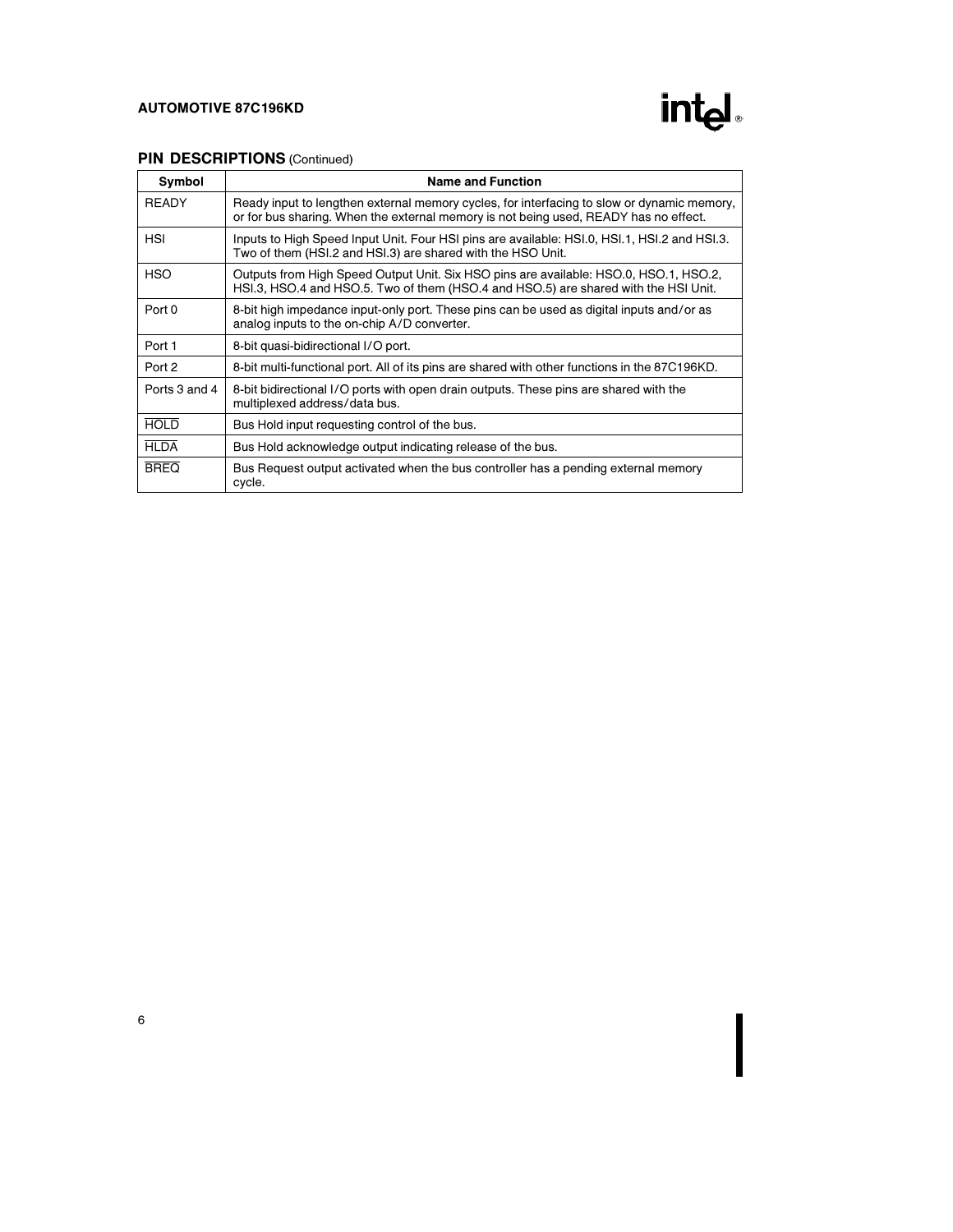## PIN DESCRIPTIONS (Continued)

| Symbol | Name and Function |
|---|---|
| READY | Ready input to lengthen external memory cycles, for interfacing to slow or dynamic memory, or for bus sharing. When the external memory is not being used, READY has no effect. |
| HSI | Inputs to High Speed Input Unit. Four HSI pins are available: HSI.0, HSI.1, HSI.2 and HSI.3. Two of them (HSI.2 and HSI.3) are shared with the HSO Unit. |
| HSO | Outputs from High Speed Output Unit. Six HSO pins are available: HSO.0, HSO.1, HSO.2, HSI.3, HSO.4 and HSO.5. Two of them (HSO.4 and HSO.5) are shared with the HSI Unit. |
| Port 0 | 8-bit high impedance input-only port. These pins can be used as digital inputs and/or as analog inputs to the on-chip A/D converter. |
| Port 1 | 8-bit quasi-bidirectional I/O port. |
| Port 2 | 8-bit multi-functional port. All of its pins are shared with other functions in the 87C196KD. |
| Ports 3 and 4 | 8-bit bidirectional I/O ports with open drain outputs. These pins are shared with the multiplexed address/data bus. |
| $\overline{\text{HOLD}}$ | Bus Hold input requesting control of the bus. |
| $\overline{\text{HLDA}}$ | Bus Hold acknowledge output indicating release of the bus. |
| $\overline{\text{BREQ}}$ | Bus Request output activated when the bus controller has a pending external memory cycle. |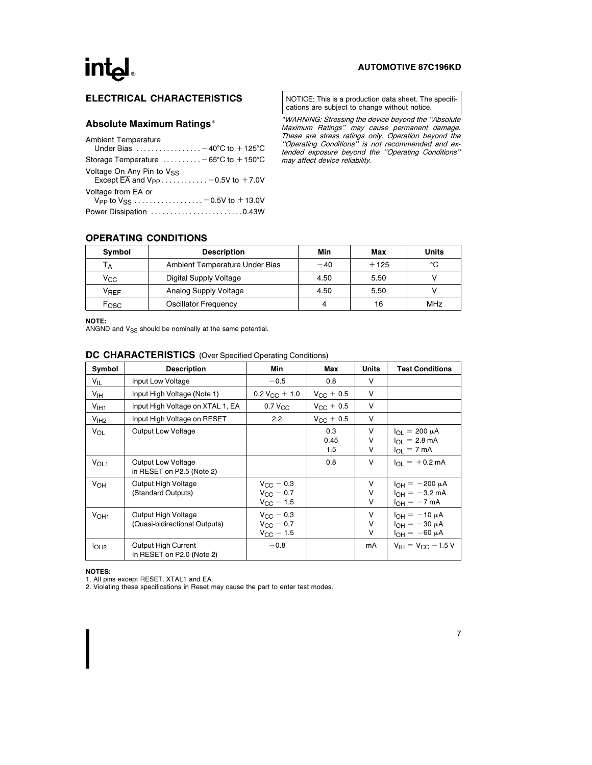## ELECTRICAL CHARACTERISTICS

NOTICE: This is a production data sheet. The specifications are subject to change without notice.

### Absolute Maximum Ratings*

Ambient Temperature
Under Bias ................. −40°C to +125°C

Storage Temperature .......... −65°C to +150°C

Voltage On Any Pin to $V_{SS}$
Except $\overline{EA}$ and $V_{PP}$ ............ −0.5V to +7.0V

Voltage from $\overline{EA}$ or
$V_{PP}$ to $V_{SS}$ .................. −0.5V to +13.0V

Power Dissipation ........................ 0.43W

*\*WARNING: Stressing the device beyond the "Absolute Maximum Ratings" may cause permanent damage. These are stress ratings only. Operation beyond the "Operating Conditions" is not recommended and extended exposure beyond the "Operating Conditions" may affect device reliability.*

## OPERATING CONDITIONS

| Symbol | Description | Min | Max | Units |
|---|---|---|---|---|
| $T_A$ | Ambient Temperature Under Bias | −40 | +125 | °C |
| $V_{CC}$ | Digital Supply Voltage | 4.50 | 5.50 | V |
| $V_{REF}$ | Analog Supply Voltage | 4.50 | 5.50 | V |
| $F_{OSC}$ | Oscillator Frequency | 4 | 16 | MHz |

**NOTE:**
ANGND and $V_{SS}$ should be nominally at the same potential.

## DC CHARACTERISTICS (Over Specified Operating Conditions)

| Symbol | Description | Min | Max | Units | Test Conditions |
|---|---|---|---|---|---|
| $V_{IL}$ | Input Low Voltage | −0.5 | 0.8 | V | |
| $V_{IH}$ | Input High Voltage (Note 1) | $0.2\,V_{CC} + 1.0$ | $V_{CC} + 0.5$ | V | |
| $V_{IH1}$ | Input High Voltage on XTAL 1, EA | $0.7\,V_{CC}$ | $V_{CC} + 0.5$ | V | |
| $V_{IH2}$ | Input High Voltage on RESET | 2.2 | $V_{CC} + 0.5$ | V | |
| $V_{OL}$ | Output Low Voltage | | 0.3<br>0.45<br>1.5 | V<br>V<br>V | $I_{OL} = 200\ \mu A$<br>$I_{OL} = 2.8$ mA<br>$I_{OL} = 7$ mA |
| $V_{OL1}$ | Output Low Voltage in RESET on P2.5 (Note 2) | | 0.8 | V | $I_{OL} = +0.2$ mA |
| $V_{OH}$ | Output High Voltage (Standard Outputs) | $V_{CC} - 0.3$<br>$V_{CC} - 0.7$<br>$V_{CC} - 1.5$ | | V<br>V<br>V | $I_{OH} = -200\ \mu A$<br>$I_{OH} = -3.2$ mA<br>$I_{OH} = -7$ mA |
| $V_{OH1}$ | Output High Voltage (Quasi-bidirectional Outputs) | $V_{CC} - 0.3$<br>$V_{CC} - 0.7$<br>$V_{CC} - 1.5$ | | V<br>V<br>V | $I_{OH} = -10\ \mu A$<br>$I_{OH} = -30\ \mu A$<br>$I_{OH} = -60\ \mu A$ |
| $I_{OH2}$ | Output High Current In RESET on P2.0 (Note 2) | −0.8 | | mA | $V_{IH} = V_{CC} - 1.5$ V |

**NOTES:**
1. All pins except RESET, XTAL1 and EA.
2. Violating these specifications in Reset may cause the part to enter test modes.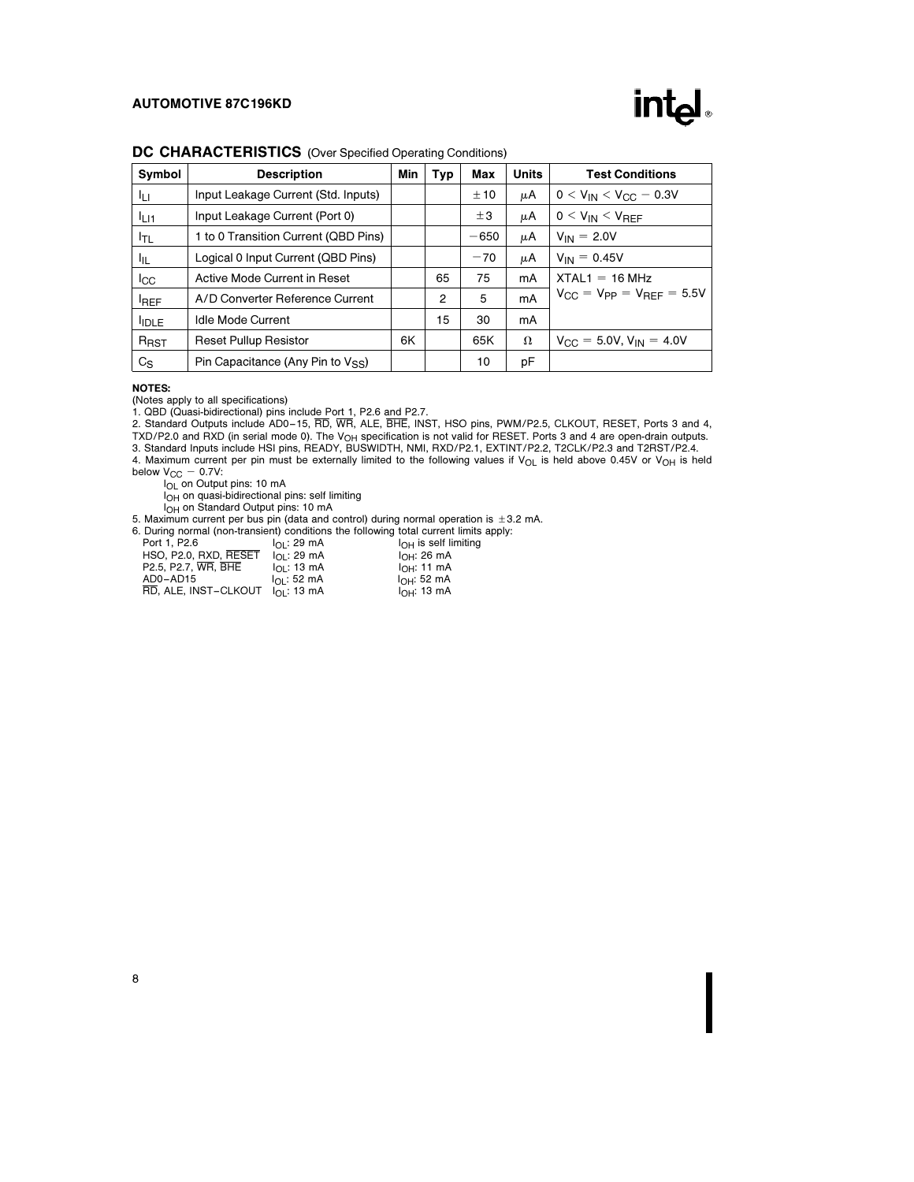## DC CHARACTERISTICS (Over Specified Operating Conditions)

| Symbol | Description | Min | Typ | Max | Units | Test Conditions |
|---|---|---|---|---|---|---|
| $I_{LI}$ | Input Leakage Current (Std. Inputs) | | | ±10 | μA | $0 < V_{IN} < V_{CC} - 0.3V$ |
| $I_{LI1}$ | Input Leakage Current (Port 0) | | | ±3 | μA | $0 < V_{IN} < V_{REF}$ |
| $I_{TL}$ | 1 to 0 Transition Current (QBD Pins) | | | −650 | μA | $V_{IN} = 2.0V$ |
| $I_{IL}$ | Logical 0 Input Current (QBD Pins) | | | −70 | μA | $V_{IN} = 0.45V$ |
| $I_{CC}$ | Active Mode Current in Reset | | 65 | 75 | mA | XTAL1 = 16 MHz |
| $I_{REF}$ | A/D Converter Reference Current | | 2 | 5 | mA | $V_{CC} = V_{PP} = V_{REF} = 5.5V$ |
| $I_{IDLE}$ | Idle Mode Current | | 15 | 30 | mA | |
| $R_{RST}$ | Reset Pullup Resistor | 6K | | 65K | Ω | $V_{CC} = 5.0V, V_{IN} = 4.0V$ |
| $C_S$ | Pin Capacitance (Any Pin to $V_{SS}$) | | | 10 | pF | |

**NOTES:**

(Notes apply to all specifications)

1. QBD (Quasi-bidirectional) pins include Port 1, P2.6 and P2.7.
2. Standard Outputs include AD0–15, $\overline{RD}$, $\overline{WR}$, ALE, $\overline{BHE}$, INST, HSO pins, PWM/P2.5, CLKOUT, RESET, Ports 3 and 4, TXD/P2.0 and RXD (in serial mode 0). The $V_{OH}$ specification is not valid for RESET. Ports 3 and 4 are open-drain outputs.
3. Standard Inputs include HSI pins, READY, BUSWIDTH, NMI, RXD/P2.1, EXTINT/P2.2, T2CLK/P2.3 and T2RST/P2.4.
4. Maximum current per pin must be externally limited to the following values if $V_{OL}$ is held above 0.45V or $V_{OH}$ is held below $V_{CC} - 0.7V$:
   - $I_{OL}$ on Output pins: 10 mA
   - $I_{OH}$ on quasi-bidirectional pins: self limiting
   - $I_{OH}$ on Standard Output pins: 10 mA
5. Maximum current per bus pin (data and control) during normal operation is ±3.2 mA.
6. During normal (non-transient) conditions the following total current limits apply:

| | | |
|---|---|---|
| Port 1, P2.6 | $I_{OL}$: 29 mA | $I_{OH}$ is self limiting |
| HSO, P2.0, RXD, $\overline{RESET}$ | $I_{OL}$: 29 mA | $I_{OH}$: 26 mA |
| P2.5, P2.7, $\overline{WR}$, $\overline{BHE}$ | $I_{OL}$: 13 mA | $I_{OH}$: 11 mA |
| AD0–AD15 | $I_{OL}$: 52 mA | $I_{OH}$: 52 mA |
| $\overline{RD}$, ALE, INST–CLKOUT | $I_{OL}$: 13 mA | $I_{OH}$: 13 mA |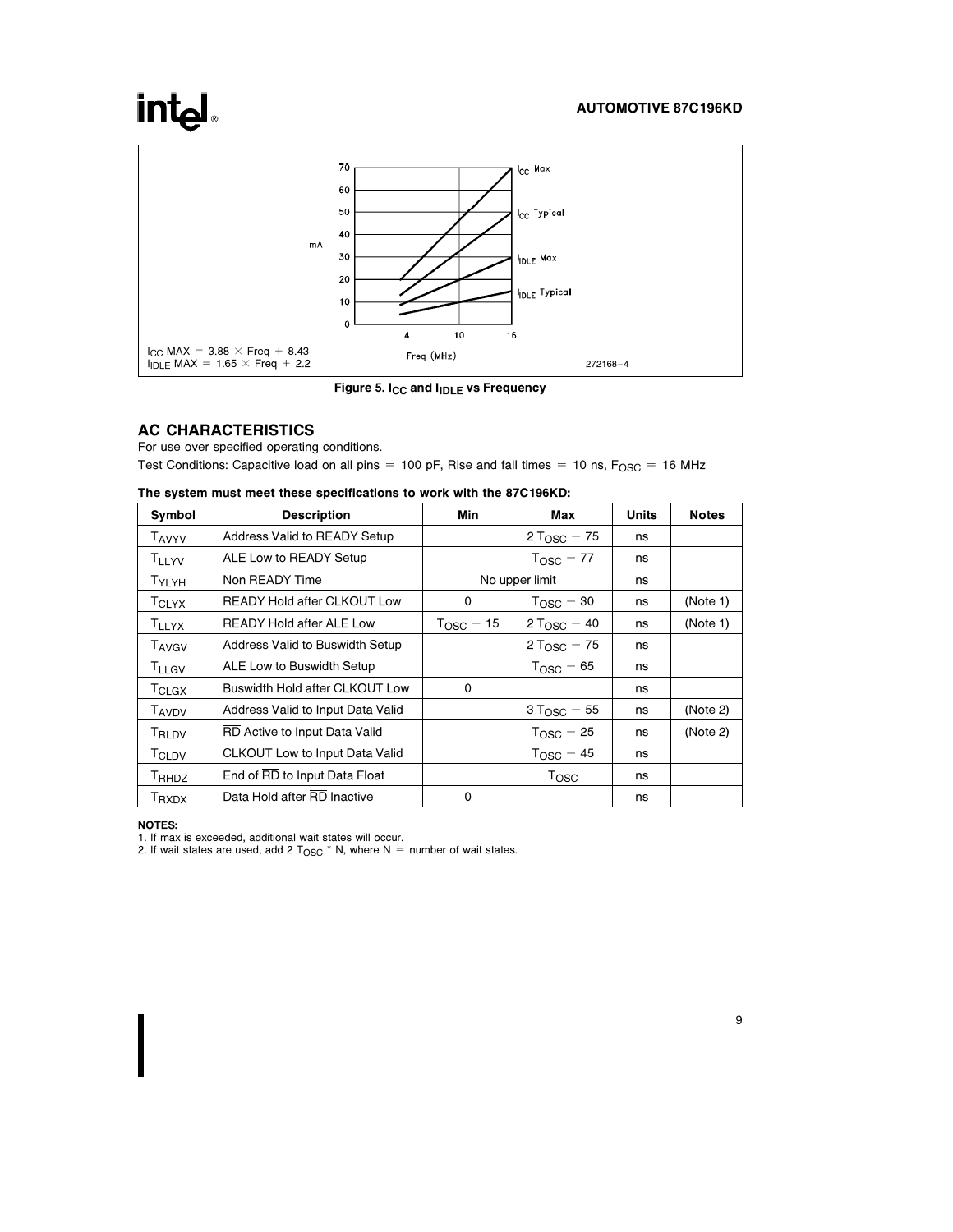$I_{CC}$ MAX = 3.88 × Freq + 8.43
$I_{IDLE}$ MAX = 1.65 × Freq + 2.2

**Figure 5. $I_{CC}$ and $I_{IDLE}$ vs Frequency**

## AC CHARACTERISTICS

For use over specified operating conditions.

Test Conditions: Capacitive load on all pins = 100 pF, Rise and fall times = 10 ns, $F_{OSC}$ = 16 MHz

**The system must meet these specifications to work with the 87C196KD:**

| Symbol | Description | Min | Max | Units | Notes |
|---|---|---|---|---|---|
| $T_{AVYV}$ | Address Valid to READY Setup | | $2\ T_{OSC} - 75$ | ns | |
| $T_{LLYV}$ | ALE Low to READY Setup | | $T_{OSC} - 77$ | ns | |
| $T_{YLYH}$ | Non READY Time | No upper limit | | ns | |
| $T_{CLYX}$ | READY Hold after CLKOUT Low | 0 | $T_{OSC} - 30$ | ns | (Note 1) |
| $T_{LLYX}$ | READY Hold after ALE Low | $T_{OSC} - 15$ | $2\ T_{OSC} - 40$ | ns | (Note 1) |
| $T_{AVGV}$ | Address Valid to Buswidth Setup | | $2\ T_{OSC} - 75$ | ns | |
| $T_{LLGV}$ | ALE Low to Buswidth Setup | | $T_{OSC} - 65$ | ns | |
| $T_{CLGX}$ | Buswidth Hold after CLKOUT Low | 0 | | ns | |
| $T_{AVDV}$ | Address Valid to Input Data Valid | | $3\ T_{OSC} - 55$ | ns | (Note 2) |
| $T_{RLDV}$ | $\overline{RD}$ Active to Input Data Valid | | $T_{OSC} - 25$ | ns | (Note 2) |
| $T_{CLDV}$ | CLKOUT Low to Input Data Valid | | $T_{OSC} - 45$ | ns | |
| $T_{RHDZ}$ | End of $\overline{RD}$ to Input Data Float | | $T_{OSC}$ | ns | |
| $T_{RXDX}$ | Data Hold after $\overline{RD}$ Inactive | 0 | | ns | |

**NOTES:**
1. If max is exceeded, additional wait states will occur.
2. If wait states are used, add $2\ T_{OSC}$ * N, where N = number of wait states.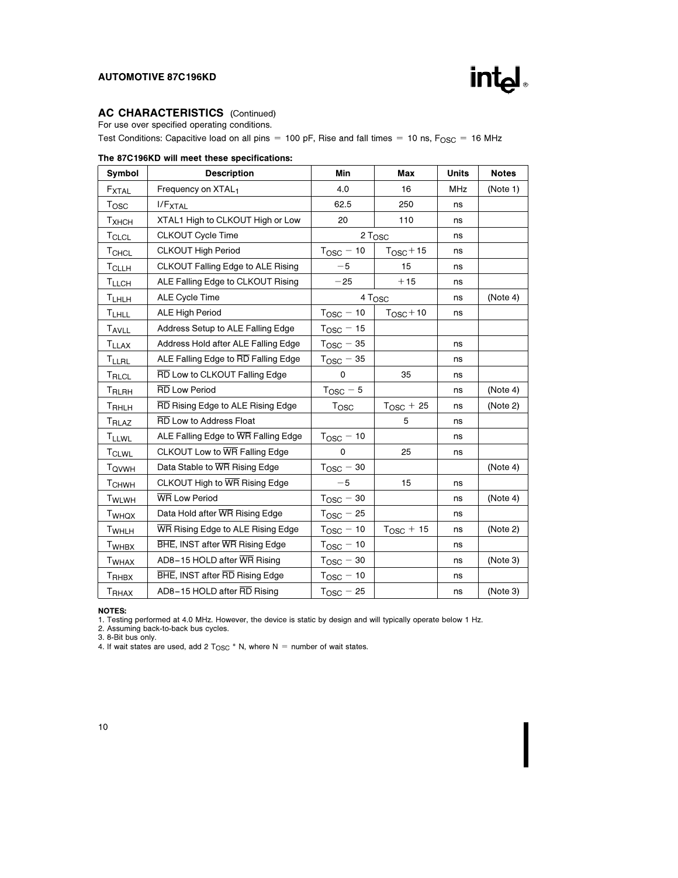## AC CHARACTERISTICS (Continued)

For use over specified operating conditions.

Test Conditions: Capacitive load on all pins = 100 pF, Rise and fall times = 10 ns, $F_{OSC}$ = 16 MHz

**The 87C196KD will meet these specifications:**

| Symbol | Description | Min | Max | Units | Notes |
|---|---|---|---|---|---|
| $F_{XTAL}$ | Frequency on $XTAL_1$ | 4.0 | 16 | MHz | (Note 1) |
| $T_{OSC}$ | $I/F_{XTAL}$ | 62.5 | 250 | ns | |
| $T_{XHCH}$ | XTAL1 High to CLKOUT High or Low | 20 | 110 | ns | |
| $T_{CLCL}$ | CLKOUT Cycle Time | $2\ T_{OSC}$ | | ns | |
| $T_{CHCL}$ | CLKOUT High Period | $T_{OSC} - 10$ | $T_{OSC} + 15$ | ns | |
| $T_{CLLH}$ | CLKOUT Falling Edge to ALE Rising | −5 | 15 | ns | |
| $T_{LLCH}$ | ALE Falling Edge to CLKOUT Rising | −25 | +15 | ns | |
| $T_{LHLH}$ | ALE Cycle Time | $4\ T_{OSC}$ | | ns | (Note 4) |
| $T_{LHLL}$ | ALE High Period | $T_{OSC} - 10$ | $T_{OSC} + 10$ | ns | |
| $T_{AVLL}$ | Address Setup to ALE Falling Edge | $T_{OSC} - 15$ | | | |
| $T_{LLAX}$ | Address Hold after ALE Falling Edge | $T_{OSC} - 35$ | | ns | |
| $T_{LLRL}$ | ALE Falling Edge to $\overline{RD}$ Falling Edge | $T_{OSC} - 35$ | | ns | |
| $T_{RLCL}$ | $\overline{RD}$ Low to CLKOUT Falling Edge | 0 | 35 | ns | |
| $T_{RLRH}$ | $\overline{RD}$ Low Period | $T_{OSC} - 5$ | | ns | (Note 4) |
| $T_{RHLH}$ | $\overline{RD}$ Rising Edge to ALE Rising Edge | $T_{OSC}$ | $T_{OSC} + 25$ | ns | (Note 2) |
| $T_{RLAZ}$ | $\overline{RD}$ Low to Address Float | | 5 | ns | |
| $T_{LLWL}$ | ALE Falling Edge to $\overline{WR}$ Falling Edge | $T_{OSC} - 10$ | | ns | |
| $T_{CLWL}$ | CLKOUT Low to $\overline{WR}$ Falling Edge | 0 | 25 | ns | |
| $T_{QVWH}$ | Data Stable to $\overline{WR}$ Rising Edge | $T_{OSC} - 30$ | | | (Note 4) |
| $T_{CHWH}$ | CLKOUT High to $\overline{WR}$ Rising Edge | −5 | 15 | ns | |
| $T_{WLWH}$ | $\overline{WR}$ Low Period | $T_{OSC} - 30$ | | ns | (Note 4) |
| $T_{WHQX}$ | Data Hold after $\overline{WR}$ Rising Edge | $T_{OSC} - 25$ | | ns | |
| $T_{WHLH}$ | $\overline{WR}$ Rising Edge to ALE Rising Edge | $T_{OSC} - 10$ | $T_{OSC} + 15$ | ns | (Note 2) |
| $T_{WHBX}$ | $\overline{BHE}$, INST after $\overline{WR}$ Rising Edge | $T_{OSC} - 10$ | | ns | |
| $T_{WHAX}$ | AD8–15 HOLD after $\overline{WR}$ Rising | $T_{OSC} - 30$ | | ns | (Note 3) |
| $T_{RHBX}$ | $\overline{BHE}$, INST after $\overline{RD}$ Rising Edge | $T_{OSC} - 10$ | | ns | |
| $T_{RHAX}$ | AD8–15 HOLD after $\overline{RD}$ Rising | $T_{OSC} - 25$ | | ns | (Note 3) |

**NOTES:**

1. Testing performed at 4.0 MHz. However, the device is static by design and will typically operate below 1 Hz.
2. Assuming back-to-back bus cycles.
3. 8-Bit bus only.
4. If wait states are used, add $2\ T_{OSC} * N$, where N = number of wait states.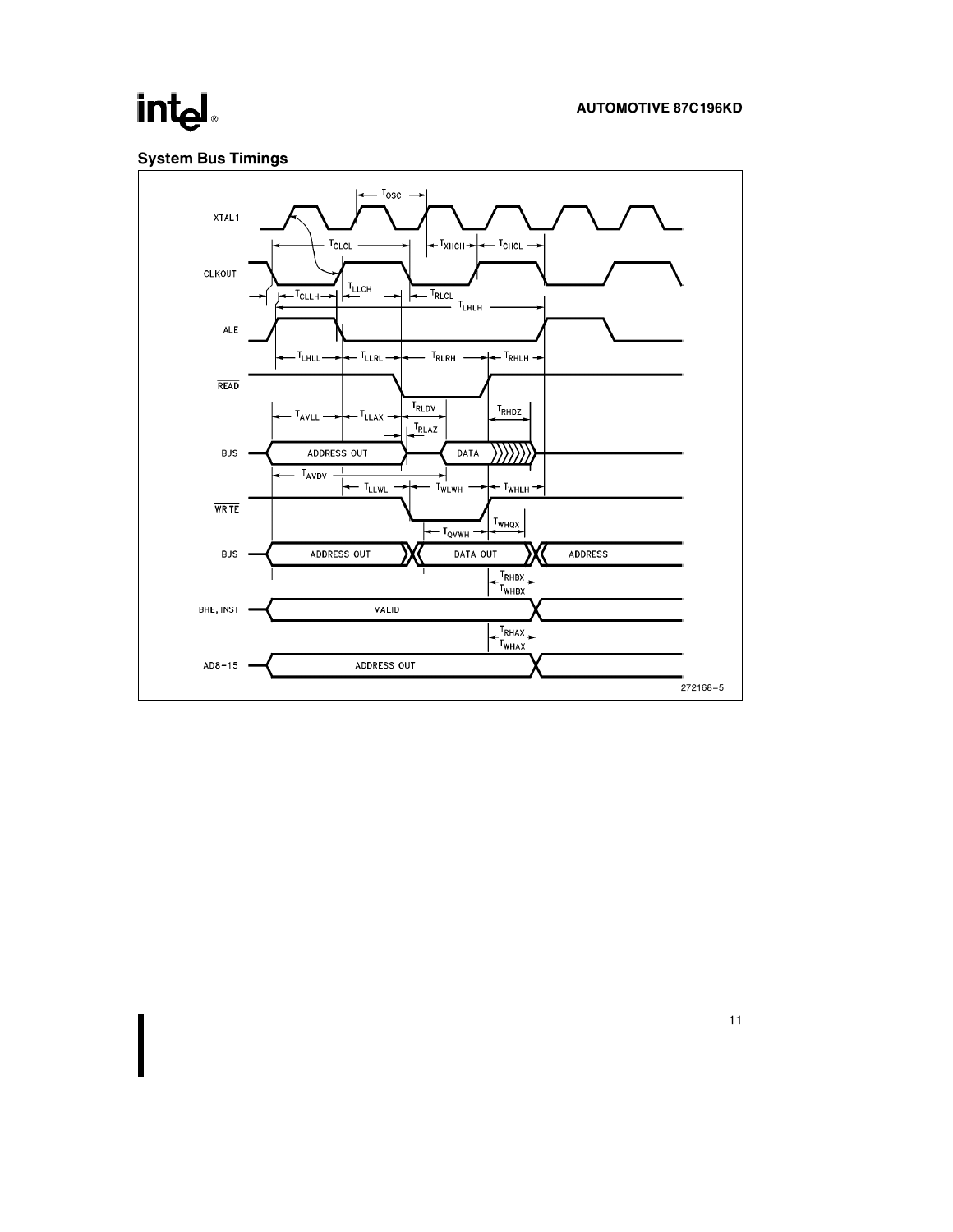## System Bus Timings

XTAL1

CLKOUT

ALE

READ

BUS

WRITE

BUS

BHE, INST

AD8–15

$T_{OSC}$ $T_{CLCL}$ $T_{XHCH}$ $T_{CHCL}$ $T_{CLLH}$ $T_{LLCH}$ $T_{RLCL}$ $T_{LHLH}$ $T_{LHLL}$ $T_{LLRL}$ $T_{RLRH}$ $T_{RHLH}$ $T_{AVLL}$ $T_{LLAX}$ $T_{RLDV}$ $T_{RLAZ}$ $T_{RHDZ}$ $T_{AVDV}$ $T_{LLWL}$ $T_{WLWH}$ $T_{WHLH}$ $T_{QVWH}$ $T_{WHQX}$ $T_{RHBX}$ $T_{WHBX}$ $T_{RHAX}$ $T_{WHAX}$

ADDRESS OUT — DATA

ADDRESS OUT — DATA OUT — ADDRESS

VALID

ADDRESS OUT

272168–5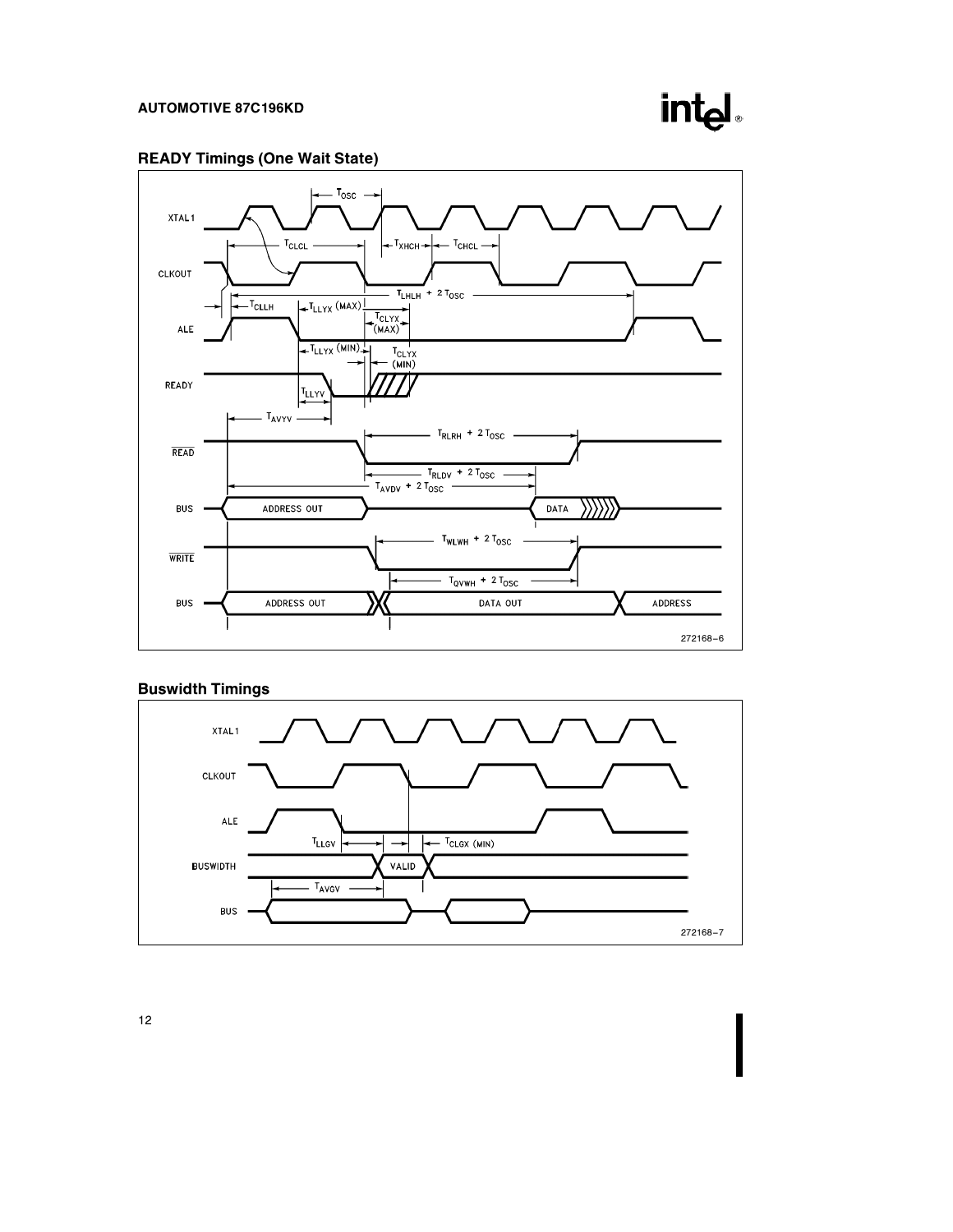## READY Timings (One Wait State)

XTAL1

CLKOUT

ALE

READY

READ

BUS

WRITE

BUS

$T_{OSC}$ $T_{CLCL}$ $T_{XHCH}$ $T_{CHCL}$ $T_{CLLH}$ $T_{LHLH} + 2\ T_{OSC}$ $T_{LLYX}$ (MAX) $T_{CLYX}$ (MAX) $T_{LLYX}$ (MIN) $T_{CLYX}$ (MIN) $T_{LLYV}$ $T_{AVYV}$ $T_{RLRH} + 2\ T_{OSC}$ $T_{RLDV} + 2\ T_{OSC}$ $T_{AVDV} + 2\ T_{OSC}$ $T_{WLWH} + 2\ T_{OSC}$ $T_{QVWH} + 2\ T_{OSC}$

ADDRESS OUT DATA ADDRESS OUT DATA OUT ADDRESS

272168–6

## Buswidth Timings

XTAL1

CLKOUT

ALE

BUSWIDTH

BUS

$T_{LLGV}$ $T_{CLGX}$ (MIN) VALID $T_{AVGV}$

272168–7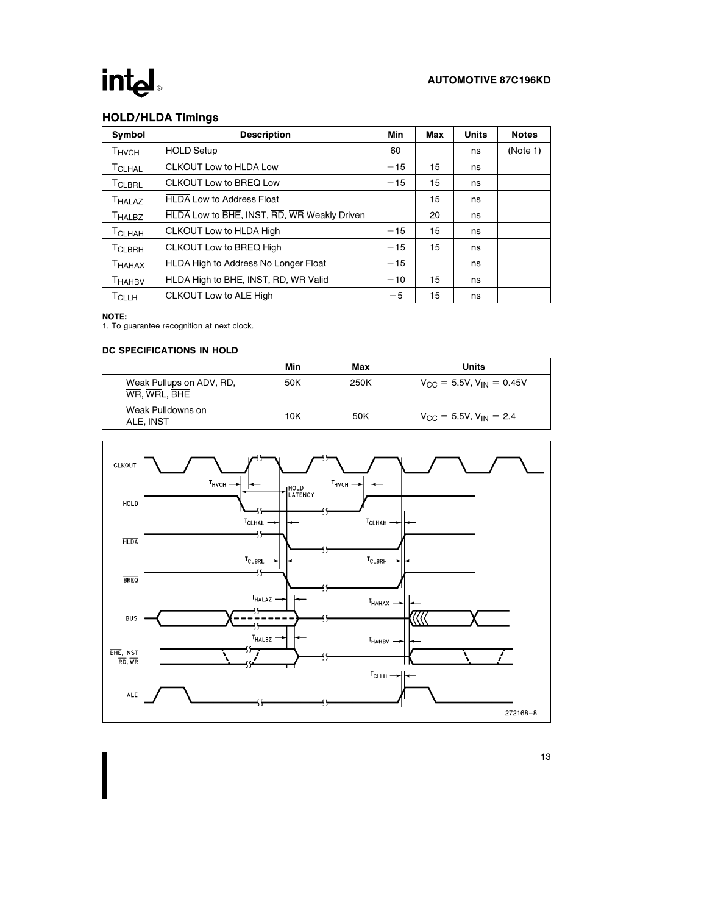## HOLD/HLDA Timings

| Symbol | Description | Min | Max | Units | Notes |
|---|---|---|---|---|---|
| $T_{HVCH}$ | HOLD Setup | 60 | | ns | (Note 1) |
| $T_{CLHAL}$ | CLKOUT Low to HLDA Low | −15 | 15 | ns | |
| $T_{CLBRL}$ | CLKOUT Low to BREQ Low | −15 | 15 | ns | |
| $T_{HALAZ}$ | HLDA Low to Address Float | | 15 | ns | |
| $T_{HALBZ}$ | HLDA Low to BHE, INST, RD, WR Weakly Driven | | 20 | ns | |
| $T_{CLHAH}$ | CLKOUT Low to HLDA High | −15 | 15 | ns | |
| $T_{CLBRH}$ | CLKOUT Low to BREQ High | −15 | 15 | ns | |
| $T_{HAHAX}$ | HLDA High to Address No Longer Float | −15 | | ns | |
| $T_{HAHBV}$ | HLDA High to BHE, INST, RD, WR Valid | −10 | 15 | ns | |
| $T_{CLLH}$ | CLKOUT Low to ALE High | −5 | 15 | ns | |

**NOTE:**
1. To guarantee recognition at next clock.

### DC SPECIFICATIONS IN HOLD

| | Min | Max | Units |
|---|---|---|---|
| Weak Pullups on ADV, RD, WR, WRL, BHE | 50K | 250K | $V_{CC} = 5.5V, V_{IN} = 0.45V$ |
| Weak Pulldowns on ALE, INST | 10K | 50K | $V_{CC} = 5.5V, V_{IN} = 2.4$ |

272168–8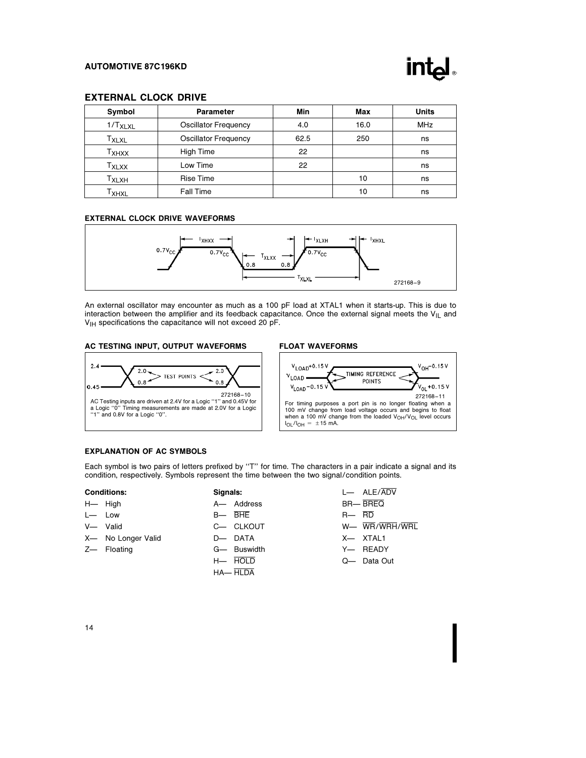## EXTERNAL CLOCK DRIVE

| Symbol | Parameter | Min | Max | Units |
|---|---|---|---|---|
| $1/T_{XLXL}$ | Oscillator Frequency | 4.0 | 16.0 | MHz |
| $T_{XLXL}$ | Oscillator Frequency | 62.5 | 250 | ns |
| $T_{XHXX}$ | High Time | 22 | | ns |
| $T_{XLXX}$ | Low Time | 22 | | ns |
| $T_{XLXH}$ | Rise Time | | 10 | ns |
| $T_{XHXL}$ | Fall Time | | 10 | ns |

### EXTERNAL CLOCK DRIVE WAVEFORMS

272168–9

An external oscillator may encounter as much as a 100 pF load at XTAL1 when it starts-up. This is due to interaction between the amplifier and its feedback capacitance. Once the external signal meets the $V_{IL}$ and $V_{IH}$ specifications the capacitance will not exceed 20 pF.

### AC TESTING INPUT, OUTPUT WAVEFORMS

272168–10

AC Testing inputs are driven at 2.4V for a Logic "1" and 0.45V for a Logic "0" Timing measurements are made at 2.0V for a Logic "1" and 0.8V for a Logic "0".

### FLOAT WAVEFORMS

272168–11

For timing purposes a port pin is no longer floating when a 100 mV change from load voltage occurs and begins to float when a 100 mV change from the loaded $V_{OH}/V_{OL}$ level occurs $I_{OL}/I_{OH} = \pm 15$ mA.

### EXPLANATION OF AC SYMBOLS

Each symbol is two pairs of letters prefixed by "T" for time. The characters in a pair indicate a signal and its condition, respectively. Symbols represent the time between the two signal/condition points.

**Conditions:**

- H— High
- L— Low
- V— Valid
- X— No Longer Valid
- Z— Floating

**Signals:**

- A— Address
- B— $\overline{BHE}$
- C— CLKOUT
- D— DATA
- G— Buswidth
- H— $\overline{HOLD}$
- HA— $\overline{HLDA}$
- L— ALE/$\overline{ADV}$
- BR— $\overline{BREQ}$
- R— $\overline{RD}$
- W— $\overline{WR}$/$\overline{WRH}$/$\overline{WRL}$
- X— XTAL1
- Y— READY
- Q— Data Out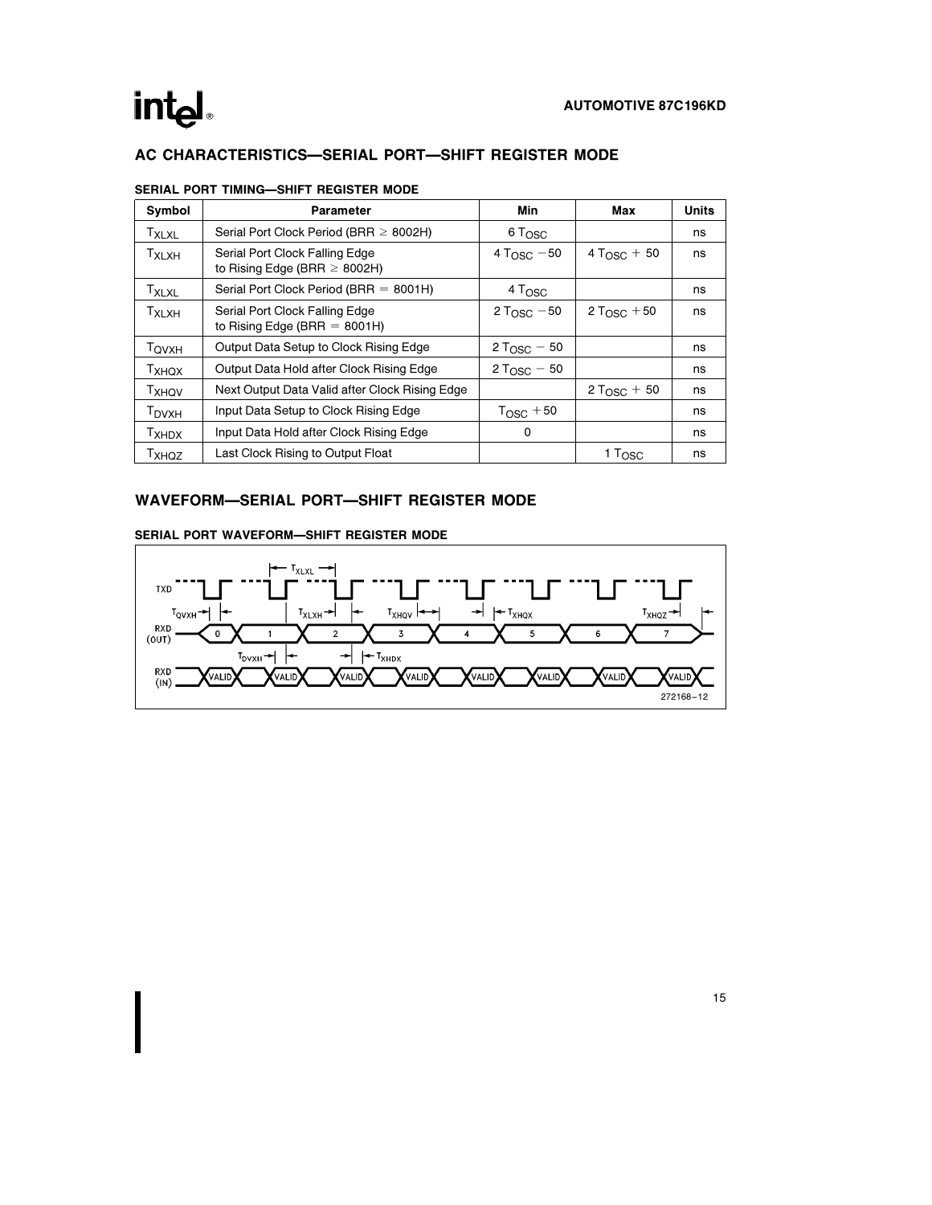## AC CHARACTERISTICS—SERIAL PORT—SHIFT REGISTER MODE

### SERIAL PORT TIMING—SHIFT REGISTER MODE

| Symbol | Parameter | Min | Max | Units |
|---|---|---|---|---|
| $T_{XLXL}$ | Serial Port Clock Period (BRR ≥ 8002H) | $6\ T_{OSC}$ | | ns |
| $T_{XLXH}$ | Serial Port Clock Falling Edge to Rising Edge (BRR ≥ 8002H) | $4\ T_{OSC} - 50$ | $4\ T_{OSC} + 50$ | ns |
| $T_{XLXL}$ | Serial Port Clock Period (BRR = 8001H) | $4\ T_{OSC}$ | | ns |
| $T_{XLXH}$ | Serial Port Clock Falling Edge to Rising Edge (BRR = 8001H) | $2\ T_{OSC} - 50$ | $2\ T_{OSC} + 50$ | ns |
| $T_{QVXH}$ | Output Data Setup to Clock Rising Edge | $2\ T_{OSC} - 50$ | | ns |
| $T_{XHQX}$ | Output Data Hold after Clock Rising Edge | $2\ T_{OSC} - 50$ | | ns |
| $T_{XHQV}$ | Next Output Data Valid after Clock Rising Edge | | $2\ T_{OSC} + 50$ | ns |
| $T_{DVXH}$ | Input Data Setup to Clock Rising Edge | $T_{OSC} + 50$ | | ns |
| $T_{XHDX}$ | Input Data Hold after Clock Rising Edge | 0 | | ns |
| $T_{XHQZ}$ | Last Clock Rising to Output Float | | $1\ T_{OSC}$ | ns |

## WAVEFORM—SERIAL PORT—SHIFT REGISTER MODE

### SERIAL PORT WAVEFORM—SHIFT REGISTER MODE

272168–12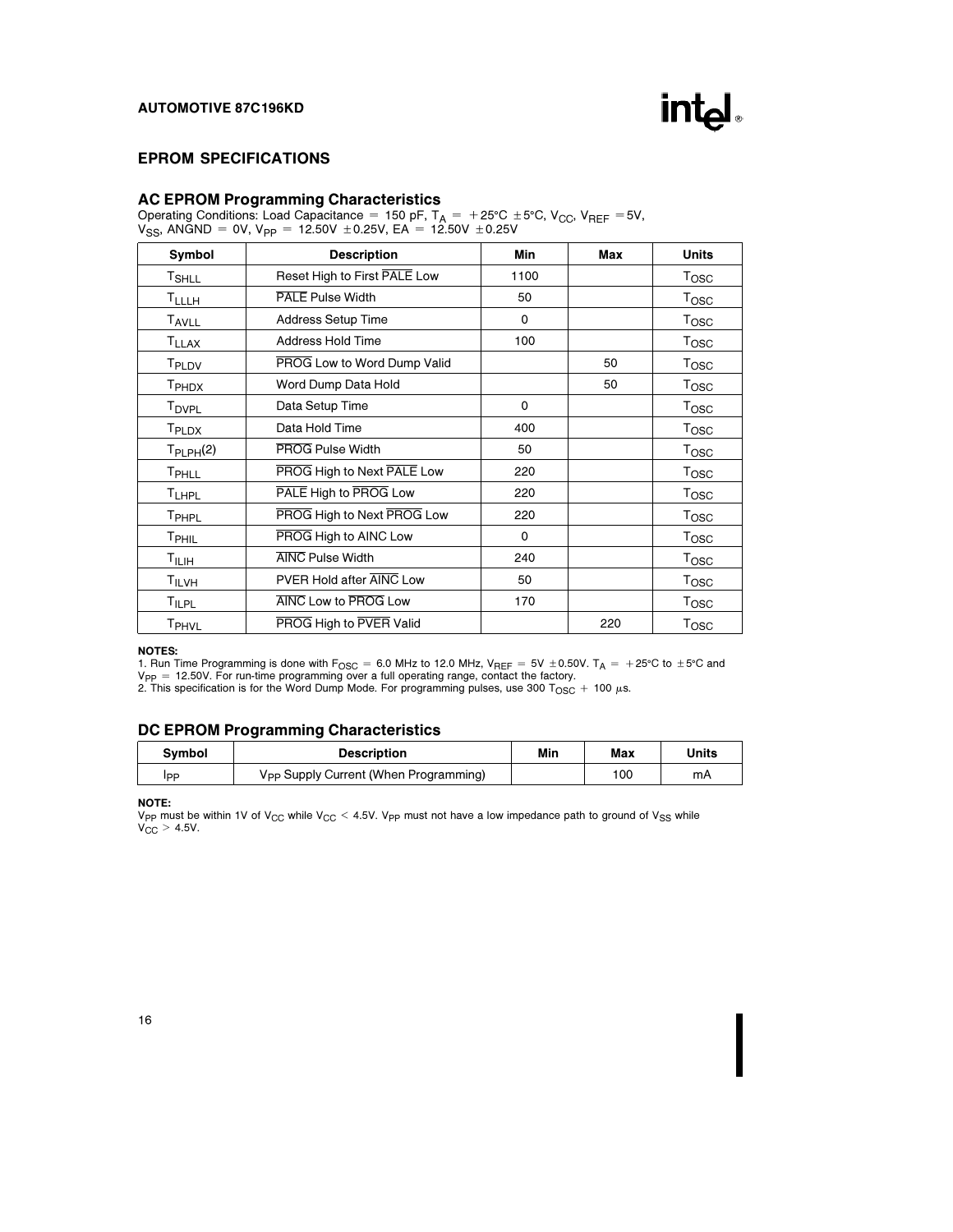## EPROM SPECIFICATIONS

### AC EPROM Programming Characteristics

Operating Conditions: Load Capacitance = 150 pF, $T_A$ = +25°C ±5°C, $V_{CC}$, $V_{REF}$ = 5V, $V_{SS}$, ANGND = 0V, $V_{PP}$ = 12.50V ±0.25V, EA = 12.50V ±0.25V

| Symbol | Description | Min | Max | Units |
|---|---|---|---|---|
| $T_{SHLL}$ | Reset High to First $\overline{\text{PALE}}$ Low | 1100 | | $T_{OSC}$ |
| $T_{LLLH}$ | $\overline{\text{PALE}}$ Pulse Width | 50 | | $T_{OSC}$ |
| $T_{AVLL}$ | Address Setup Time | 0 | | $T_{OSC}$ |
| $T_{LLAX}$ | Address Hold Time | 100 | | $T_{OSC}$ |
| $T_{PLDV}$ | $\overline{\text{PROG}}$ Low to Word Dump Valid | | 50 | $T_{OSC}$ |
| $T_{PHDX}$ | Word Dump Data Hold | | 50 | $T_{OSC}$ |
| $T_{DVPL}$ | Data Setup Time | 0 | | $T_{OSC}$ |
| $T_{PLDX}$ | Data Hold Time | 400 | | $T_{OSC}$ |
| $T_{PLPH}$(2) | $\overline{\text{PROG}}$ Pulse Width | 50 | | $T_{OSC}$ |
| $T_{PHLL}$ | $\overline{\text{PROG}}$ High to Next $\overline{\text{PALE}}$ Low | 220 | | $T_{OSC}$ |
| $T_{LHPL}$ | $\overline{\text{PALE}}$ High to $\overline{\text{PROG}}$ Low | 220 | | $T_{OSC}$ |
| $T_{PHPL}$ | $\overline{\text{PROG}}$ High to Next $\overline{\text{PROG}}$ Low | 220 | | $T_{OSC}$ |
| $T_{PHIL}$ | $\overline{\text{PROG}}$ High to AINC Low | 0 | | $T_{OSC}$ |
| $T_{ILIH}$ | $\overline{\text{AINC}}$ Pulse Width | 240 | | $T_{OSC}$ |
| $T_{ILVH}$ | PVER Hold after $\overline{\text{AINC}}$ Low | 50 | | $T_{OSC}$ |
| $T_{ILPL}$ | $\overline{\text{AINC}}$ Low to $\overline{\text{PROG}}$ Low | 170 | | $T_{OSC}$ |
| $T_{PHVL}$ | $\overline{\text{PROG}}$ High to $\overline{\text{PVER}}$ Valid | | 220 | $T_{OSC}$ |

**NOTES:**

1. Run Time Programming is done with $F_{OSC}$ = 6.0 MHz to 12.0 MHz, $V_{REF}$ = 5V ±0.50V. $T_A$ = +25°C to ±5°C and $V_{PP}$ = 12.50V. For run-time programming over a full operating range, contact the factory.
2. This specification is for the Word Dump Mode. For programming pulses, use 300 $T_{OSC}$ + 100 µs.

### DC EPROM Programming Characteristics

| Symbol | Description | Min | Max | Units |
|---|---|---|---|---|
| $I_{PP}$ | $V_{PP}$ Supply Current (When Programming) | | 100 | mA |

**NOTE:**

$V_{PP}$ must be within 1V of $V_{CC}$ while $V_{CC}$ < 4.5V. $V_{PP}$ must not have a low impedance path to ground of $V_{SS}$ while $V_{CC}$ > 4.5V.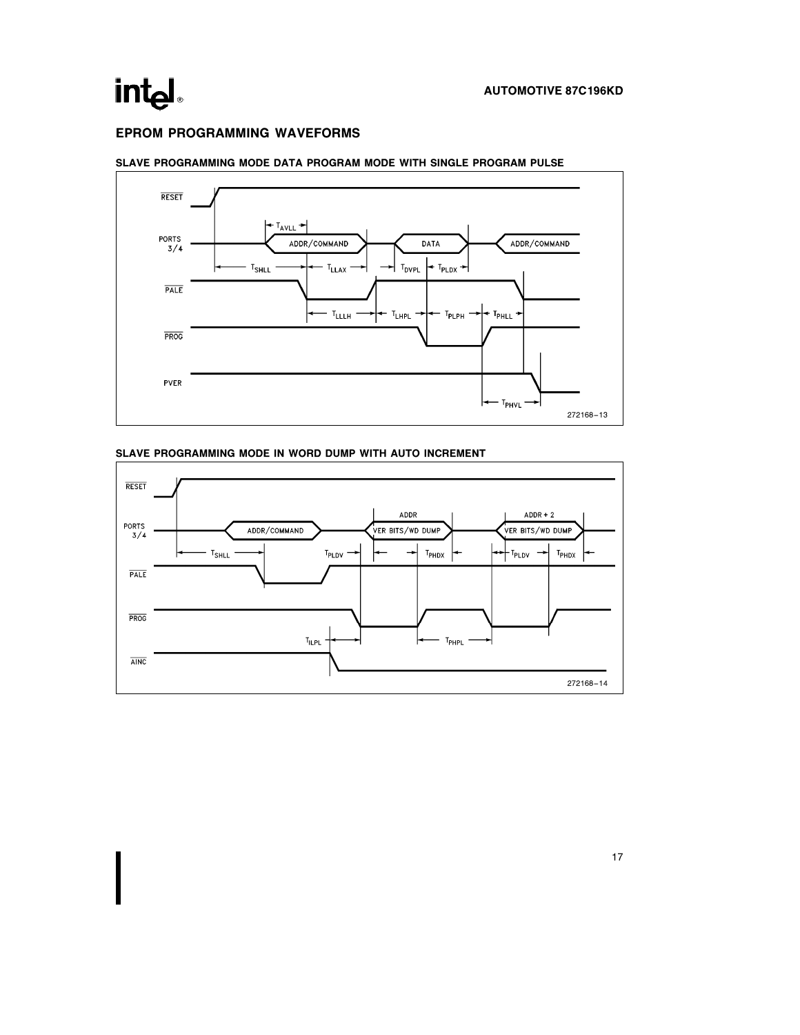## EPROM PROGRAMMING WAVEFORMS

### SLAVE PROGRAMMING MODE DATA PROGRAM MODE WITH SINGLE PROGRAM PULSE

RESET

PORTS 3/4 — ADDR/COMMAND — DATA — ADDR/COMMAND

$T_{AVLL}$ $T_{SHLL}$ $T_{LLAX}$ $T_{DVPL}$ $T_{PLDX}$

PALE

$T_{LLLH}$ $T_{LHPL}$ $T_{PLPH}$ $T_{PHLL}$

PROG

PVER

$T_{PHVL}$

272168–13

### SLAVE PROGRAMMING MODE IN WORD DUMP WITH AUTO INCREMENT

RESET

PORTS 3/4 — ADDR/COMMAND — ADDR: VER BITS/WD DUMP — ADDR + 2: VER BITS/WD DUMP

$T_{SHLL}$ $T_{PLDV}$ $T_{PHDX}$ $T_{PLDV}$ $T_{PHDX}$

PALE

PROG

$T_{ILPL}$ $T_{PHPL}$

AINC

272168–14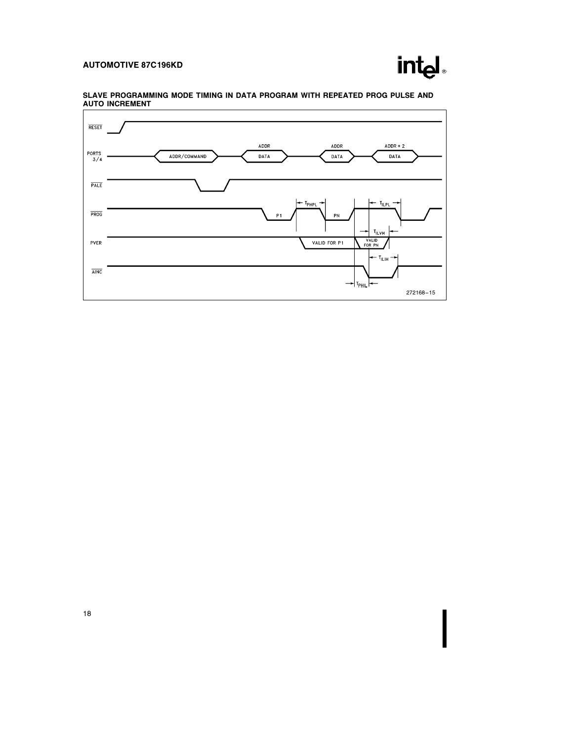## SLAVE PROGRAMMING MODE TIMING IN DATA PROGRAM WITH REPEATED PROG PULSE AND AUTO INCREMENT

RESET

PORTS 3/4 — ADDR/COMMAND — ADDR DATA — ADDR DATA — ADDR + 2 DATA

PALE

PROG — P1 — $T_{PHPL}$ — PN — $T_{ILPL}$

PVER — VALID FOR P1 — VALID FOR PN — $T_{ILVH}$

AINC — $T_{ILIH}$ — $T_{PHIL}$

272168–15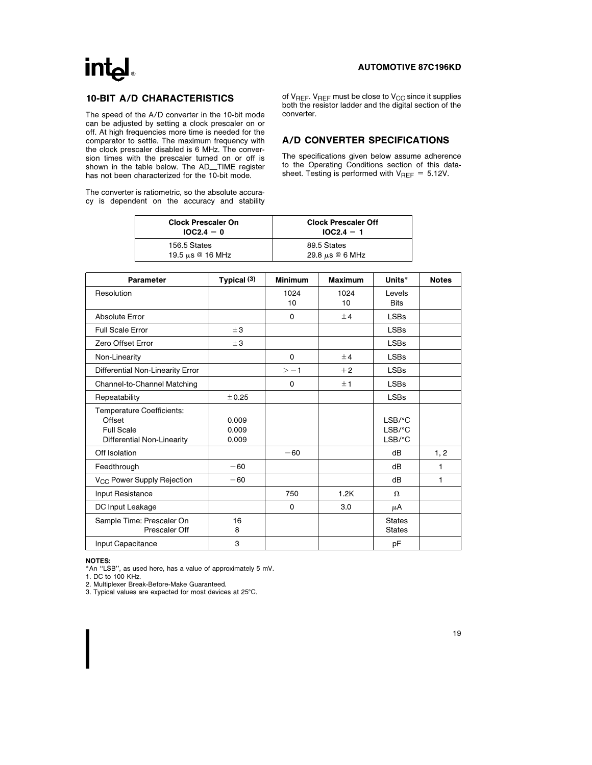## 10-BIT A/D CHARACTERISTICS

The speed of the A/D converter in the 10-bit mode can be adjusted by setting a clock prescaler on or off. At high frequencies more time is needed for the comparator to settle. The maximum frequency with the clock prescaler disabled is 6 MHz. The conversion times with the prescaler turned on or off is shown in the table below. The AD_TIME register has not been characterized for the 10-bit mode.

The converter is ratiometric, so the absolute accuracy is dependent on the accuracy and stability of $V_{REF}$. $V_{REF}$ must be close to $V_{CC}$ since it supplies both the resistor ladder and the digital section of the converter.

## A/D CONVERTER SPECIFICATIONS

The specifications given below assume adherence to the Operating Conditions section of this datasheet. Testing is performed with $V_{REF} = 5.12V$.

| Clock Prescaler On IOC2.4 = 0 | Clock Prescaler Off IOC2.4 = 1 |
|---|---|
| 156.5 States<br>19.5 μs @ 16 MHz | 89.5 States<br>29.8 μs @ 6 MHz |

| Parameter | Typical (3) | Minimum | Maximum | Units* | Notes |
|---|---|---|---|---|---|
| Resolution | | 1024<br>10 | 1024<br>10 | Levels<br>Bits | |
| Absolute Error | | 0 | ±4 | LSBs | |
| Full Scale Error | ±3 | | | LSBs | |
| Zero Offset Error | ±3 | | | LSBs | |
| Non-Linearity | | 0 | ±4 | LSBs | |
| Differential Non-Linearity Error | | > −1 | +2 | LSBs | |
| Channel-to-Channel Matching | | 0 | ±1 | LSBs | |
| Repeatability | ±0.25 | | | LSBs | |
| Temperature Coefficients:<br>Offset<br>Full Scale<br>Differential Non-Linearity | <br>0.009<br>0.009<br>0.009 | | | <br>LSB/°C<br>LSB/°C<br>LSB/°C | |
| Off Isolation | | −60 | | dB | 1, 2 |
| Feedthrough | −60 | | | dB | 1 |
| $V_{CC}$ Power Supply Rejection | −60 | | | dB | 1 |
| Input Resistance | | 750 | 1.2K | Ω | |
| DC Input Leakage | | 0 | 3.0 | μA | |
| Sample Time: Prescaler On<br>Prescaler Off | 16<br>8 | | | States<br>States | |
| Input Capacitance | 3 | | | pF | |

**NOTES:**
*An "LSB", as used here, has a value of approximately 5 mV.
1. DC to 100 KHz.
2. Multiplexer Break-Before-Make Guaranteed.
3. Typical values are expected for most devices at 25°C.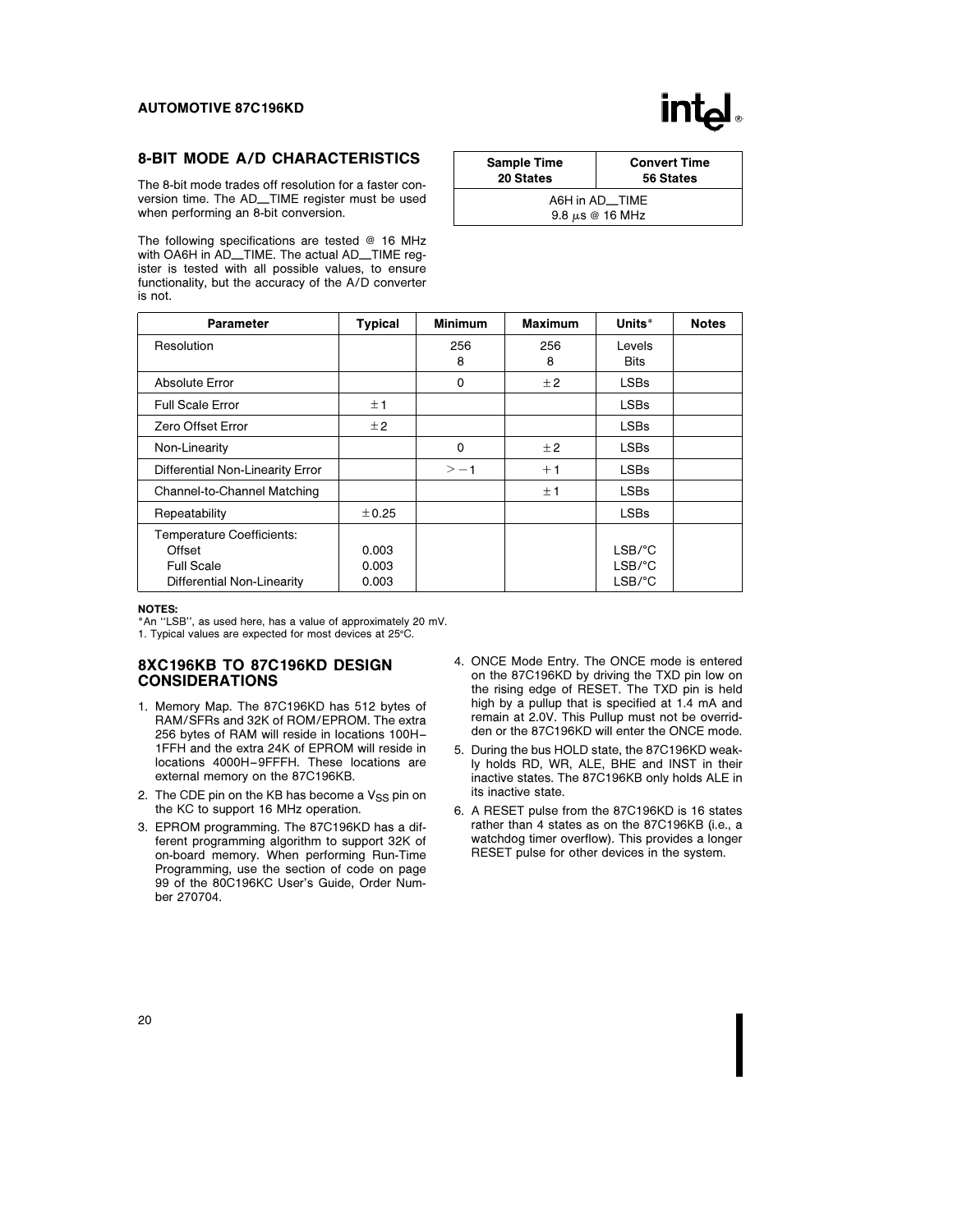## 8-BIT MODE A/D CHARACTERISTICS

The 8-bit mode trades off resolution for a faster conversion time. The AD_TIME register must be used when performing an 8-bit conversion.

The following specifications are tested @ 16 MHz with OA6H in AD_TIME. The actual AD_TIME register is tested with all possible values, to ensure functionality, but the accuracy of the A/D converter is not.

| Sample Time 20 States | Convert Time 56 States |
|---|---|
| A6H in AD_TIME 9.8 μs @ 16 MHz | |

| Parameter | Typical | Minimum | Maximum | Units* | Notes |
|---|---|---|---|---|---|
| Resolution | | 256<br>8 | 256<br>8 | Levels<br>Bits | |
| Absolute Error | | 0 | ±2 | LSBs | |
| Full Scale Error | ±1 | | | LSBs | |
| Zero Offset Error | ±2 | | | LSBs | |
| Non-Linearity | | 0 | ±2 | LSBs | |
| Differential Non-Linearity Error | | > −1 | +1 | LSBs | |
| Channel-to-Channel Matching | | | ±1 | LSBs | |
| Repeatability | ±0.25 | | | LSBs | |
| Temperature Coefficients:<br>Offset<br>Full Scale<br>Differential Non-Linearity | <br>0.003<br>0.003<br>0.003 | | | <br>LSB/°C<br>LSB/°C<br>LSB/°C | |

**NOTES:**
*An "LSB", as used here, has a value of approximately 20 mV.
1. Typical values are expected for most devices at 25°C.

## 8XC196KB TO 87C196KD DESIGN CONSIDERATIONS

1. Memory Map. The 87C196KD has 512 bytes of RAM/SFRs and 32K of ROM/EPROM. The extra 256 bytes of RAM will reside in locations 100H–1FFH and the extra 24K of EPROM will reside in locations 4000H–9FFFH. These locations are external memory on the 87C196KB.
2. The CDE pin on the KB has become a $V_{SS}$ pin on the KC to support 16 MHz operation.
3. EPROM programming. The 87C196KD has a different programming algorithm to support 32K of on-board memory. When performing Run-Time Programming, use the section of code on page 99 of the 80C196KC User's Guide, Order Number 270704.
4. ONCE Mode Entry. The ONCE mode is entered on the 87C196KD by driving the TXD pin low on the rising edge of RESET. The TXD pin is held high by a pullup that is specified at 1.4 mA and remain at 2.0V. This Pullup must not be overridden or the 87C196KD will enter the ONCE mode.
5. During the bus HOLD state, the 87C196KD weakly holds RD, WR, ALE, BHE and INST in their inactive states. The 87C196KB only holds ALE in its inactive state.
6. A RESET pulse from the 87C196KD is 16 states rather than 4 states as on the 87C196KB (i.e., a watchdog timer overflow). This provides a longer RESET pulse for other devices in the system.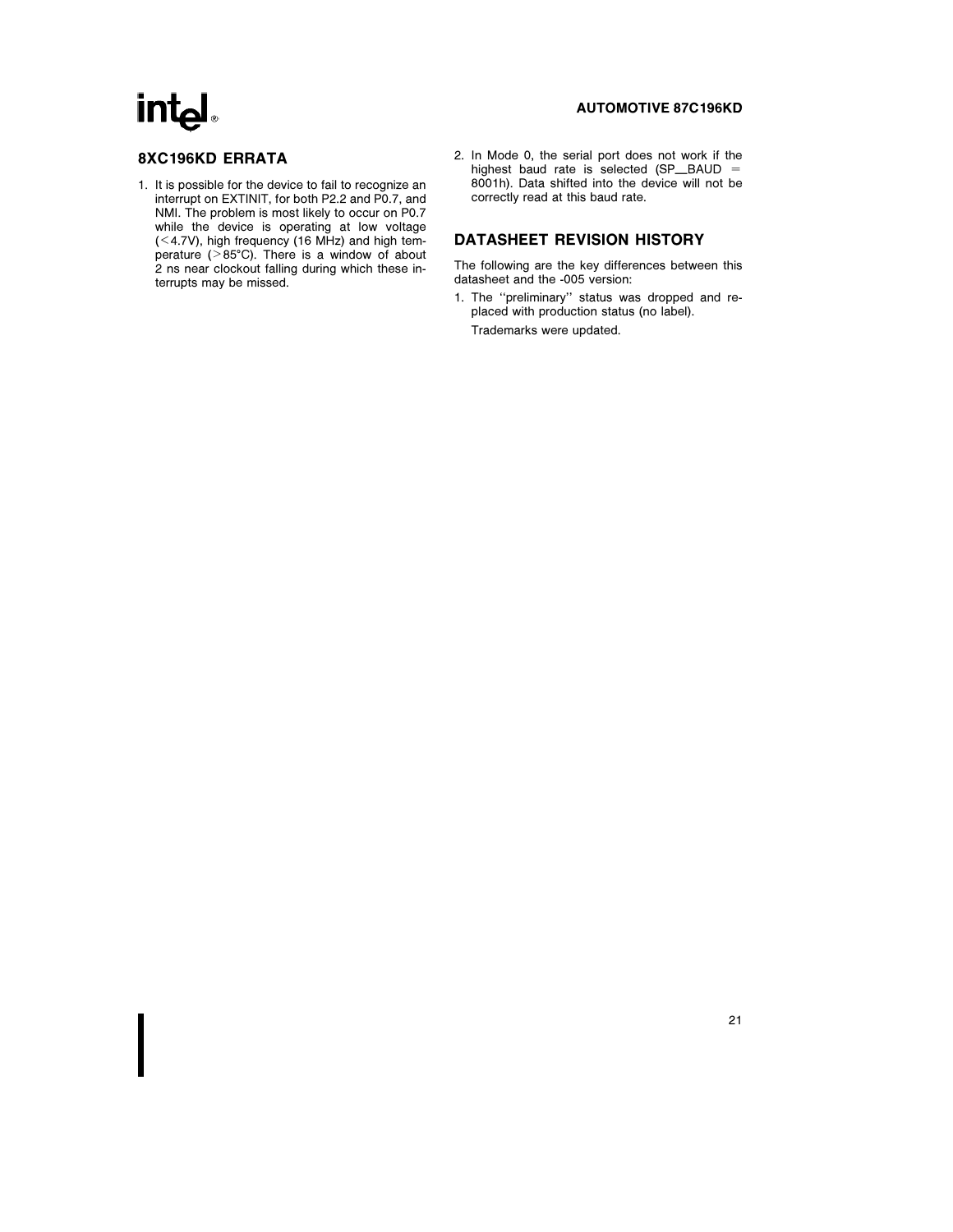## 8XC196KD ERRATA

1. It is possible for the device to fail to recognize an interrupt on EXTINIT, for both P2.2 and P0.7, and NMI. The problem is most likely to occur on P0.7 while the device is operating at low voltage (<4.7V), high frequency (16 MHz) and high temperature (>85°C). There is a window of about 2 ns near clockout falling during which these interrupts may be missed.
2. In Mode 0, the serial port does not work if the highest baud rate is selected (SP_BAUD = 8001h). Data shifted into the device will not be correctly read at this baud rate.

## DATASHEET REVISION HISTORY

The following are the key differences between this datasheet and the -005 version:

1. The "preliminary" status was dropped and replaced with production status (no label).

   Trademarks were updated.